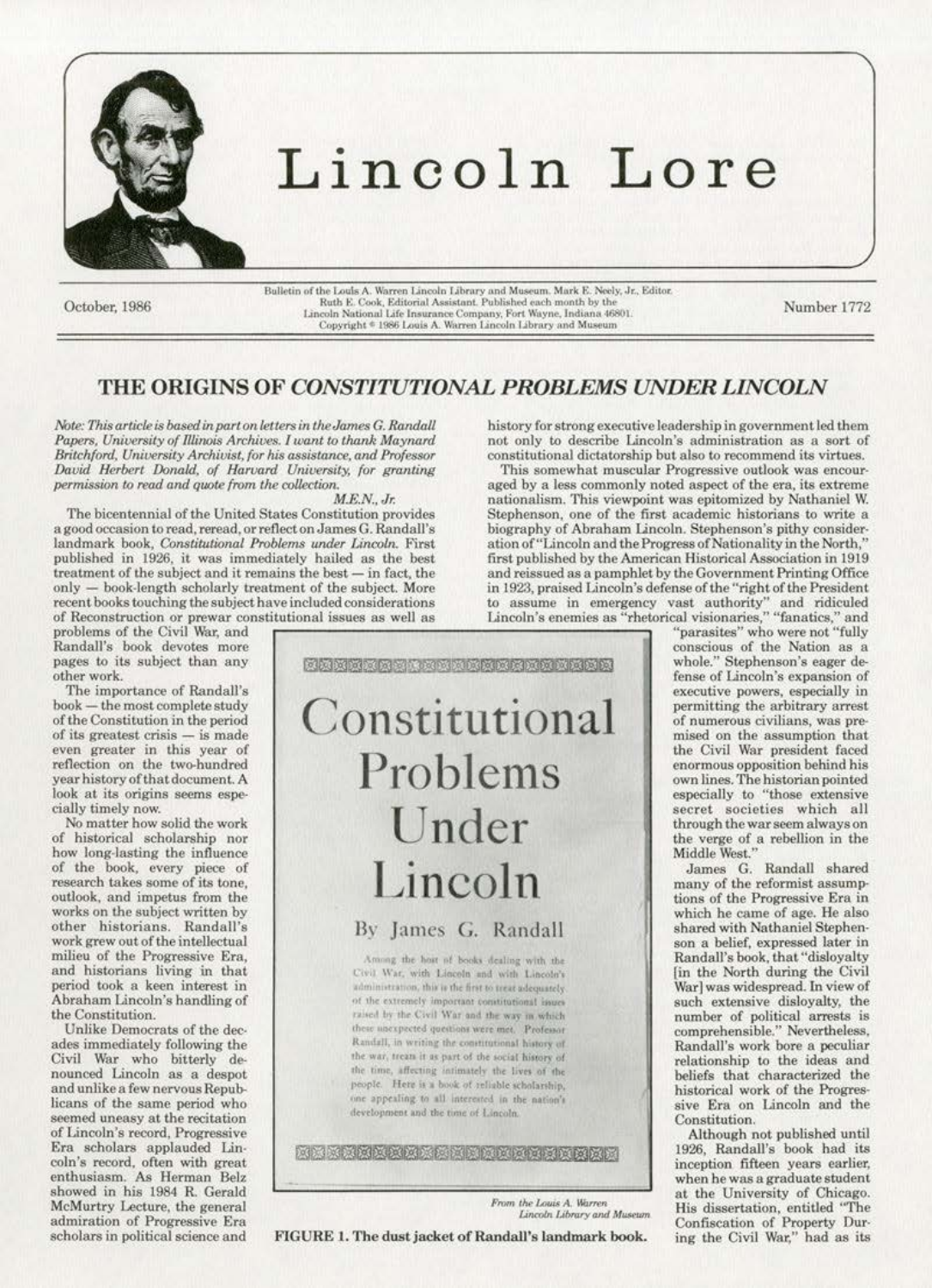# Lincoln Lore

October, 1986

Bulletin of the Louis A. Warren Lincoln Library and Museum. Mark E. Neely, Jr., Editor. Ruth E. Cook, Editorial Assistant. Published each month by the Lincoln National Life Insurance Company, Fort Wayne, Indiana 46801. Copyright © 1986 Louis A. Warren Lincoln Library and Museum

Number 1772

## THE ORIGINS OF *CONSTITUTIONAL PROBLEMS UNDER LINCOLN*

*Note: This article is based in part on letters in the James G. Randall Papers, University of Illinois Archives. I want to thank Maynard Britchford, University Archivist, for his assistance, and Professor David Herbert Donald, of Harvard University, for granting permission to read and quote from the collection.*

*M.E.N., Jr.*

The bicentennial of the United States Constitution provides a good occasion to read, reread, or reflect on James G. Randall's landmark book, *Constitutional Problems under Lincoln*. First published in 1926, it was immediately hailed as the best treatment of the subject and it remains the best — in fact, the only — book-length scholarly treatment of the subject. More recent books touching the subject have included considerations of Reconstruction or prewar constitutional issues as well as problems of the Civil War, and Randall's book devotes more pages to its subject than any other work.

The importance of Randall's book — the most complete study of the Constitution in the period of its greatest crisis — is made even greater in this year of reflection on the two-hundred year history of that document. A look at its origins seems especially timely now.

No matter how solid the work of historical scholarship nor how long-lasting the influence of the book, every piece of research takes some of its tone, outlook, and impetus from the works on the subject written by other historians. Randall's work grew out of the intellectual milieu of the Progressive Era, and historians living in that period took a keen interest in Abraham Lincoln's handling of the Constitution.

Unlike Democrats of the decades immediately following the Civil War who bitterly denounced Lincoln as a despot and unlike a few nervous Republicans of the same period who seemed uneasy at the recitation of Lincoln's record, Progressive Era scholars applauded Lincoln's record, often with great enthusiasm. As Herman Belz showed in his 1984 R. Gerald McMurtry Lecture, the general admiration of Progressive Era scholars in political science and history for strong executive leadership in government led them not only to describe Lincoln's administration as a sort of constitutional dictatorship but also to recommend its virtues.

This somewhat muscular Progressive outlook was encouraged by a less commonly noted aspect of the era, its extreme nationalism. This viewpoint was epitomized by Nathaniel W. Stephenson, one of the first academic historians to write a biography of Abraham Lincoln. Stephenson's pithy consideration of "Lincoln and the Progress of Nationality in the North," first published by the American Historical Association in 1919 and reissued as a pamphlet by the Government Printing Office in 1923, praised Lincoln's defense of the "right of the President to assume in emergency vast authority" and ridiculed Lincoln's enemies as "rhetorical visionaries," "fanatics," and "parasites" who were not "fully conscious of the Nation as a whole." Stephenson's eager defense of Lincoln's expansion of executive powers, especially in permitting the arbitrary arrest of numerous civilians, was premised on the assumption that the Civil War president faced enormous opposition behind his own lines. The historian pointed especially to "those extensive secret societies which all through the war seem always on the verge of a rebellion in the Middle West."

James G. Randall shared many of the reformist assumptions of the Progressive Era in which he came of age. He also shared with Nathaniel Stephenson a belief, expressed later in Randall's book, that "disloyalty [in the North during the Civil War] was widespread. In view of such extensive disloyalty, the number of political arrests is comprehensible." Nevertheless, Randall's work bore a peculiar relationship to the ideas and beliefs that characterized the historical work of the Progressive Era on Lincoln and the Constitution.

Although not published until 1926, Randall's book had its inception fifteen years earlier, when he was a graduate student at the University of Chicago. His dissertation, entitled "The Confiscation of Property During the Civil War," had as its

Constitutional Problems Under Lincoln

By James G. Randall

Among the host of books dealing with the Civil War, with Lincoln and with Lincoln's administration, this is the first to treat adequately of the extremely important constitutional issues raised by the Civil War and the way in which these unexpected questions were met. Professor Randall, in writing the constitutional history of the war, treats it as part of the social history of the time, affecting intimately the lives of the people. Here is a book of reliable scholarship, one appealing to all interested in the nation's development and the time of Lincoln.

*From the Louis A. Warren Lincoln Library and Museum*

**FIGURE 1. The dust jacket of Randall's landmark book.**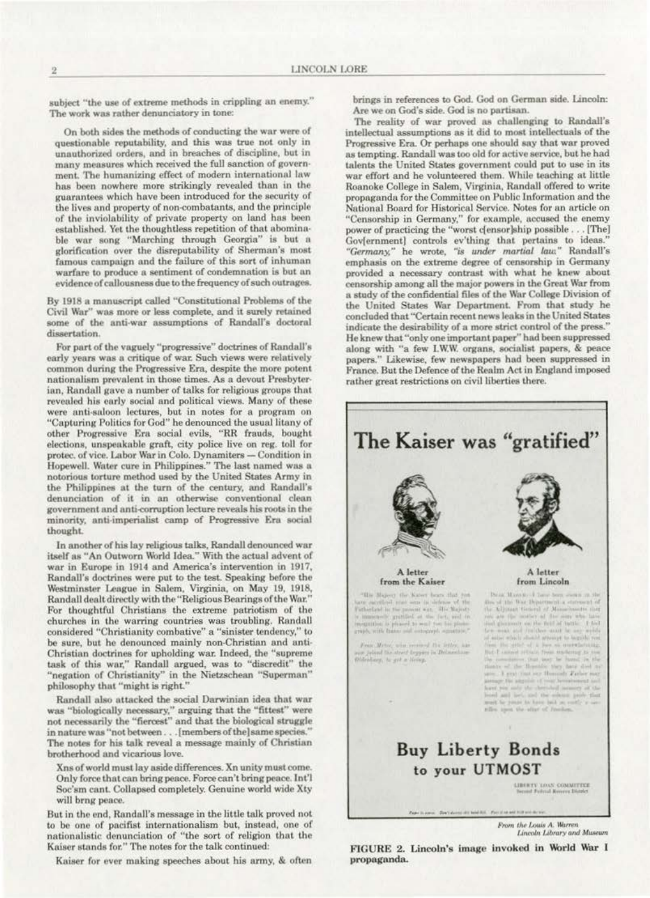subject "the use of extreme methods in crippling an enemy." The work was rather denunciatory in tone:

> On both sides the methods of conducting the war were of questionable reputability, and this was true not only in unauthorized orders, and in breaches of discipline, but in many measures which received the full sanction of government. The humanizing effect of modern international law has been nowhere more strikingly revealed than in the guarantees which have been introduced for the security of the lives and property of non-combatants, and the principle of the inviolability of private property on land has been established. Yet the thoughtless repetition of that abominable war song "Marching through Georgia" is but a glorification over the disreputability of Sherman's most famous campaign and the failure of this sort of inhuman warfare to produce a sentiment of condemnation is but an evidence of callousness due to the frequency of such outrages.

By 1918 a manuscript called "Constitutional Problems of the Civil War" was more or less complete, and it surely retained some of the anti-war assumptions of Randall's doctoral dissertation.

For part of the vaguely "progressive" doctrines of Randall's early years was a critique of war. Such views were relatively common during the Progressive Era, despite the more potent nationalism prevalent in those times. As a devout Presbyterian, Randall gave a number of talks for religious groups that revealed his early social and political views. Many of these were anti-saloon lectures, but in notes for a program on "Capturing Politics for God" he denounced the usual litany of other Progressive Era social evils, "RR frauds, bought elections, unspeakable graft, city police live on reg. toll for protec. of vice. Labor War in Colo. Dynamiters — Condition in Hopewell. Water cure in Philippines." The last named was a notorious torture method used by the United States Army in the Philippines at the turn of the century, and Randall's denunciation of it in an otherwise conventional clean government and anti-corruption lecture reveals his roots in the minority, anti-imperialist camp of Progressive Era social thought.

In another of his lay religious talks, Randall denounced war itself as "An Outworn World Idea." With the actual advent of war in Europe in 1914 and America's intervention in 1917, Randall's doctrines were put to the test. Speaking before the Westminster League in Salem, Virginia, on May 19, 1918, Randall dealt directly with the "Religious Bearings of the War." For thoughtful Christians the extreme patriotism of the churches in the warring countries was troubling. Randall considered "Christianity combative" a "sinister tendency," to be sure, but he denounced mainly non-Christian and anti-Christian doctrines for upholding war. Indeed, the "supreme task of this war," Randall argued, was to "discredit" the "negation of Christianity" in the Nietzschean "Superman" philosophy that "might is right."

Randall also attacked the social Darwinian idea that war was "biologically necessary," arguing that the "fittest" were not necessarily the "fiercest" and that the biological struggle in nature was "not between . . . [members of the] same species." The notes for his talk reveal a message mainly of Christian brotherhood and vicarious love.

> Xns of world must lay aside differences. Xn unity must come. Only force that can bring peace. Force can't bring peace. Int'l Soc'sm cant. Collapsed completely. Genuine world wide Xty will brng peace.

But in the end, Randall's message in the little talk proved not to be one of pacifist internationalism but, instead, one of nationalistic denunciation of "the sort of religion that the Kaiser stands for." The notes for the talk continued:

> Kaiser for ever making speeches about his army, & often brings in references to God. God on German side. Lincoln: Are we on God's side. God is no partisan.

The reality of war proved as challenging to Randall's intellectual assumptions as it did to most intellectuals of the Progressive Era. Or perhaps one should say that war proved as tempting. Randall was too old for active service, but he had talents the United States government could put to use in its war effort and he volunteered them. While teaching at little Roanoke College in Salem, Virginia, Randall offered to write propaganda for the Committee on Public Information and the National Board for Historical Service. Notes for an article on "Censorship in Germany," for example, accused the enemy power of practicing the "worst c[ensor]ship possible . . . [The] Gov[ernment] controls ev'thing that pertains to ideas." *"Germany,"* he wrote, *"is under martial law."* Randall's emphasis on the extreme degree of censorship in Germany provided a necessary contrast with what he knew about censorship among all the major powers in the Great War from a study of the confidential files of the War College Division of the United States War Department. From that study he concluded that "Certain recent news leaks in the United States indicate the desirability of a more strict control of the press." He knew that "only one important paper" had been suppressed along with "a few I.W.W. organs, socialist papers, & peace papers." Likewise, few newspapers had been suppressed in France. But the Defence of the Realm Act in England imposed rather great restrictions on civil liberties there.

*From the Louis A. Warren Lincoln Library and Museum*

**FIGURE 2. Lincoln's image invoked in World War I propaganda.**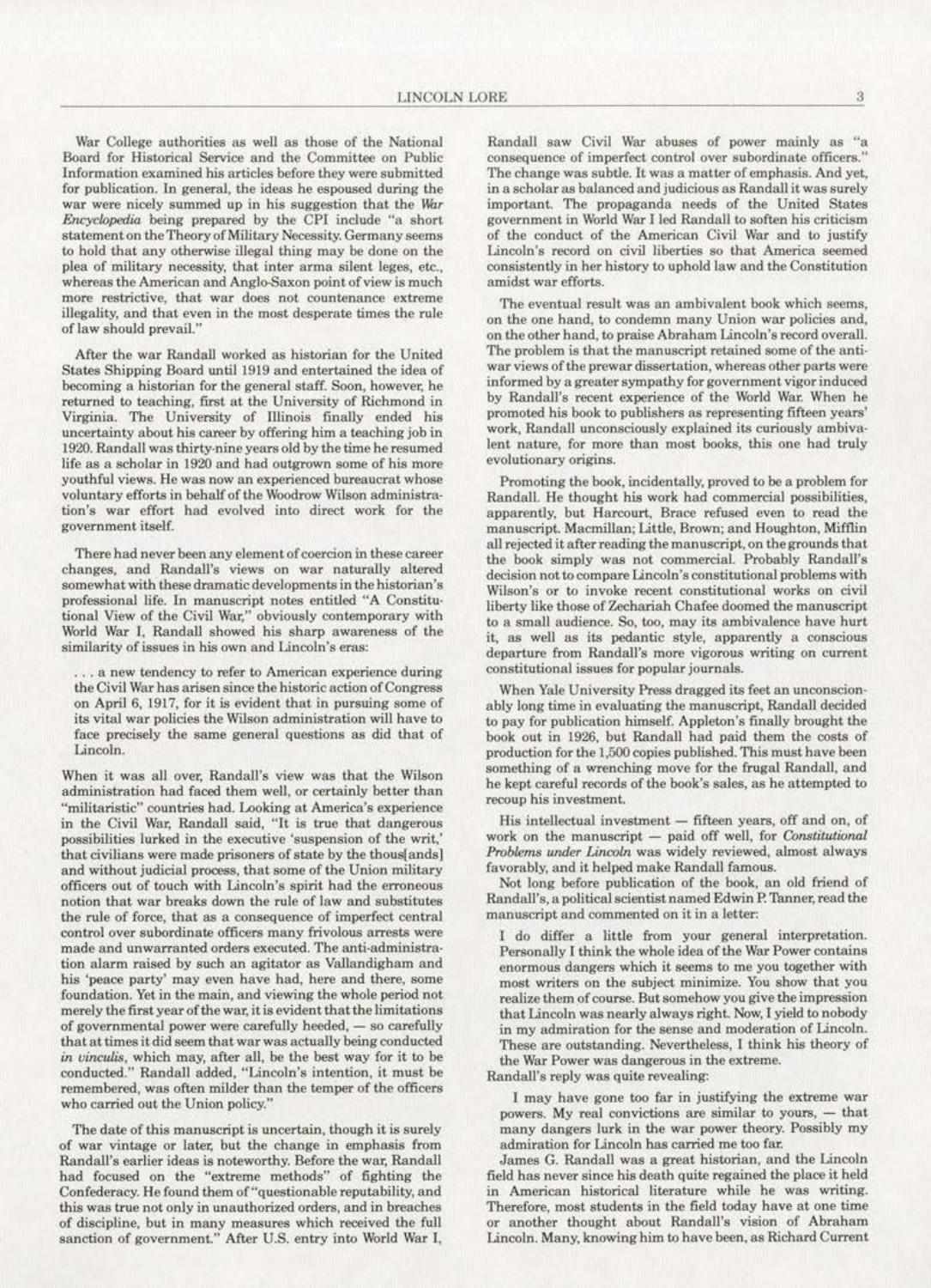War College authorities as well as those of the National Board for Historical Service and the Committee on Public Information examined his articles before they were submitted for publication. In general, the ideas he espoused during the war were nicely summed up in his suggestion that the *War Encyclopedia* being prepared by the CPI include "a short statement on the Theory of Military Necessity. Germany seems to hold that any otherwise illegal thing may be done on the plea of military necessity, that inter arma silent leges, etc., whereas the American and Anglo-Saxon point of view is much more restrictive, that war does not countenance extreme illegality, and that even in the most desperate times the rule of law should prevail."

After the war Randall worked as historian for the United States Shipping Board until 1919 and entertained the idea of becoming a historian for the general staff. Soon, however, he returned to teaching, first at the University of Richmond in Virginia. The University of Illinois finally ended his uncertainty about his career by offering him a teaching job in 1920. Randall was thirty-nine years old by the time he resumed life as a scholar in 1920 and had outgrown some of his more youthful views. He was now an experienced bureaucrat whose voluntary efforts in behalf of the Woodrow Wilson administration's war effort had evolved into direct work for the government itself.

There had never been any element of coercion in these career changes, and Randall's views on war naturally altered somewhat with these dramatic developments in the historian's professional life. In manuscript notes entitled "A Constitutional View of the Civil War," obviously contemporary with World War I, Randall showed his sharp awareness of the similarity of issues in his own and Lincoln's eras:

> . . . a new tendency to refer to American experience during the Civil War has arisen since the historic action of Congress on April 6, 1917, for it is evident that in pursuing some of its vital war policies the Wilson administration will have to face precisely the same general questions as did that of Lincoln.

When it was all over, Randall's view was that the Wilson administration had faced them well, or certainly better than "militaristic" countries had. Looking at America's experience in the Civil War, Randall said, "It is true that dangerous possibilities lurked in the executive 'suspension of the writ,' that civilians were made prisoners of state by the thous[ands] and without judicial process, that some of the Union military officers out of touch with Lincoln's spirit had the erroneous notion that war breaks down the rule of law and substitutes the rule of force, that as a consequence of imperfect central control over subordinate officers many frivolous arrests were made and unwarranted orders executed. The anti-administration alarm raised by such an agitator as Vallandigham and his 'peace party' may even have had, here and there, some foundation. Yet in the main, and viewing the whole period not merely the first year of the war, it is evident that the limitations of governmental power were carefully heeded, — so carefully that at times it did seem that war was actually being conducted *in vinculis*, which may, after all, be the best way for it to be conducted." Randall added, "Lincoln's intention, it must be remembered, was often milder than the temper of the officers who carried out the Union policy."

The date of this manuscript is uncertain, though it is surely of war vintage or later, but the change in emphasis from Randall's earlier ideas is noteworthy. Before the war, Randall had focused on the "extreme methods" of fighting the Confederacy. He found them of "questionable reputability, and this was true not only in unauthorized orders, and in breaches of discipline, but in many measures which received the full sanction of government." After U.S. entry into World War I, Randall saw Civil War abuses of power mainly as "a consequence of imperfect control over subordinate officers." The change was subtle. It was a matter of emphasis. And yet, in a scholar as balanced and judicious as Randall it was surely important. The propaganda needs of the United States government in World War I led Randall to soften his criticism of the conduct of the American Civil War and to justify Lincoln's record on civil liberties so that America seemed consistently in her history to uphold law and the Constitution amidst war efforts.

The eventual result was an ambivalent book which seems, on the one hand, to condemn many Union war policies and, on the other hand, to praise Abraham Lincoln's record overall. The problem is that the manuscript retained some of the antiwar views of the prewar dissertation, whereas other parts were informed by a greater sympathy for government vigor induced by Randall's recent experience of the World War. When he promoted his book to publishers as representing fifteen years' work, Randall unconsciously explained its curiously ambivalent nature, for more than most books, this one had truly evolutionary origins.

Promoting the book, incidentally, proved to be a problem for Randall. He thought his work had commercial possibilities, apparently, but Harcourt, Brace refused even to read the manuscript. Macmillan; Little, Brown; and Houghton, Mifflin all rejected it after reading the manuscript, on the grounds that the book simply was not commercial. Probably Randall's decision not to compare Lincoln's constitutional problems with Wilson's or to invoke recent constitutional works on civil liberty like those of Zechariah Chafee doomed the manuscript to a small audience. So, too, may its ambivalence have hurt it, as well as its pedantic style, apparently a conscious departure from Randall's more vigorous writing on current constitutional issues for popular journals.

When Yale University Press dragged its feet an unconscionably long time in evaluating the manuscript, Randall decided to pay for publication himself. Appleton's finally brought the book out in 1926, but Randall had paid them the costs of production for the 1,500 copies published. This must have been something of a wrenching move for the frugal Randall, and he kept careful records of the book's sales, as he attempted to recoup his investment.

His intellectual investment — fifteen years, off and on, of work on the manuscript — paid off well, for *Constitutional Problems under Lincoln* was widely reviewed, almost always favorably, and it helped make Randall famous.

Not long before publication of the book, an old friend of Randall's, a political scientist named Edwin P. Tanner, read the manuscript and commented on it in a letter:

> I do differ a little from your general interpretation. Personally I think the whole idea of the War Power contains enormous dangers which it seems to me you together with most writers on the subject minimize. You show that you realize them of course. But somehow you give the impression that Lincoln was nearly always right. Now, I yield to nobody in my admiration for the sense and moderation of Lincoln. These are outstanding. Nevertheless, I think his theory of the War Power was dangerous in the extreme.

Randall's reply was quite revealing:

> I may have gone too far in justifying the extreme war powers. My real convictions are similar to yours, — that many dangers lurk in the war power theory. Possibly my admiration for Lincoln has carried me too far.

James G. Randall was a great historian, and the Lincoln field has never since his death quite regained the place it held in American historical literature while he was writing. Therefore, most students in the field today have at one time or another thought about Randall's vision of Abraham Lincoln. Many, knowing him to have been, as Richard Current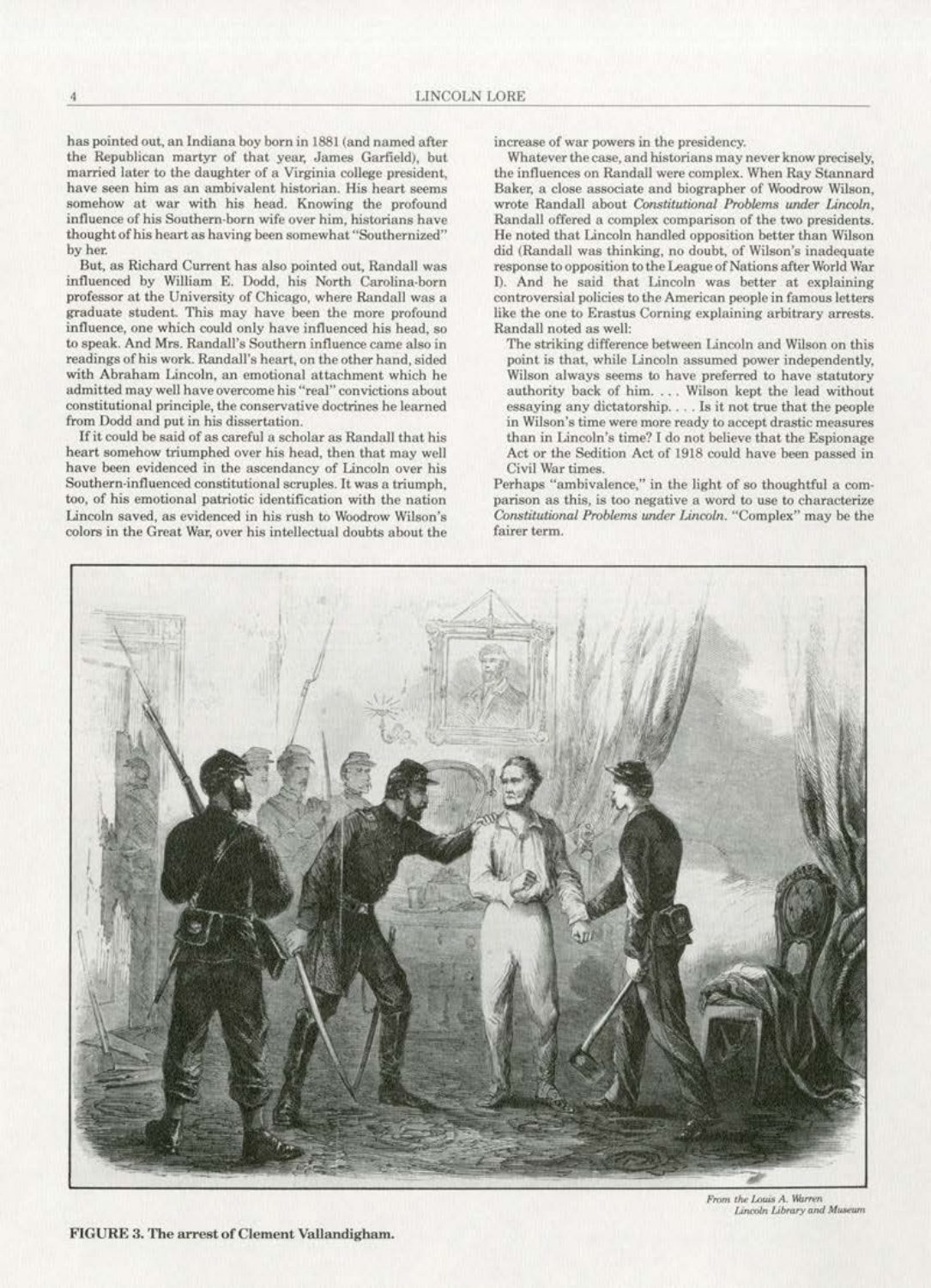has pointed out, an Indiana boy born in 1881 (and named after the Republican martyr of that year, James Garfield), but married later to the daughter of a Virginia college president, have seen him as an ambivalent historian. His heart seems somehow at war with his head. Knowing the profound influence of his Southern-born wife over him, historians have thought of his heart as having been somewhat "Southernized" by her.

But, as Richard Current has also pointed out, Randall was influenced by William E. Dodd, his North Carolina-born professor at the University of Chicago, where Randall was a graduate student. This may have been the more profound influence, one which could only have influenced his head, so to speak. And Mrs. Randall's Southern influence came also in readings of his work. Randall's heart, on the other hand, sided with Abraham Lincoln, an emotional attachment which he admitted may well have overcome his "real" convictions about constitutional principle, the conservative doctrines he learned from Dodd and put in his dissertation.

If it could be said of as careful a scholar as Randall that his heart somehow triumphed over his head, then that may well have been evidenced in the ascendancy of Lincoln over his Southern-influenced constitutional scruples. It was a triumph, too, of his emotional patriotic identification with the nation Lincoln saved, as evidenced in his rush to Woodrow Wilson's colors in the Great War, over his intellectual doubts about the increase of war powers in the presidency.

Whatever the case, and historians may never know precisely, the influences on Randall were complex. When Ray Stannard Baker, a close associate and biographer of Woodrow Wilson, wrote Randall about *Constitutional Problems under Lincoln*, Randall offered a complex comparison of the two presidents. He noted that Lincoln handled opposition better than Wilson did (Randall was thinking, no doubt, of Wilson's inadequate response to opposition to the League of Nations after World War I). And he said that Lincoln was better at explaining controversial policies to the American people in famous letters like the one to Erastus Corning explaining arbitrary arrests. Randall noted as well:

> The striking difference between Lincoln and Wilson on this point is that, while Lincoln assumed power independently, Wilson always seems to have preferred to have statutory authority back of him. . . . Wilson kept the lead without essaying any dictatorship. . . . Is it not true that the people in Wilson's time were more ready to accept drastic measures than in Lincoln's time? I do not believe that the Espionage Act or the Sedition Act of 1918 could have been passed in Civil War times.

Perhaps "ambivalence," in the light of so thoughtful a comparison as this, is too negative a word to use to characterize *Constitutional Problems under Lincoln*. "Complex" may be the fairer term.

*From the Louis A. Warren Lincoln Library and Museum*

**FIGURE 3. The arrest of Clement Vallandigham.**